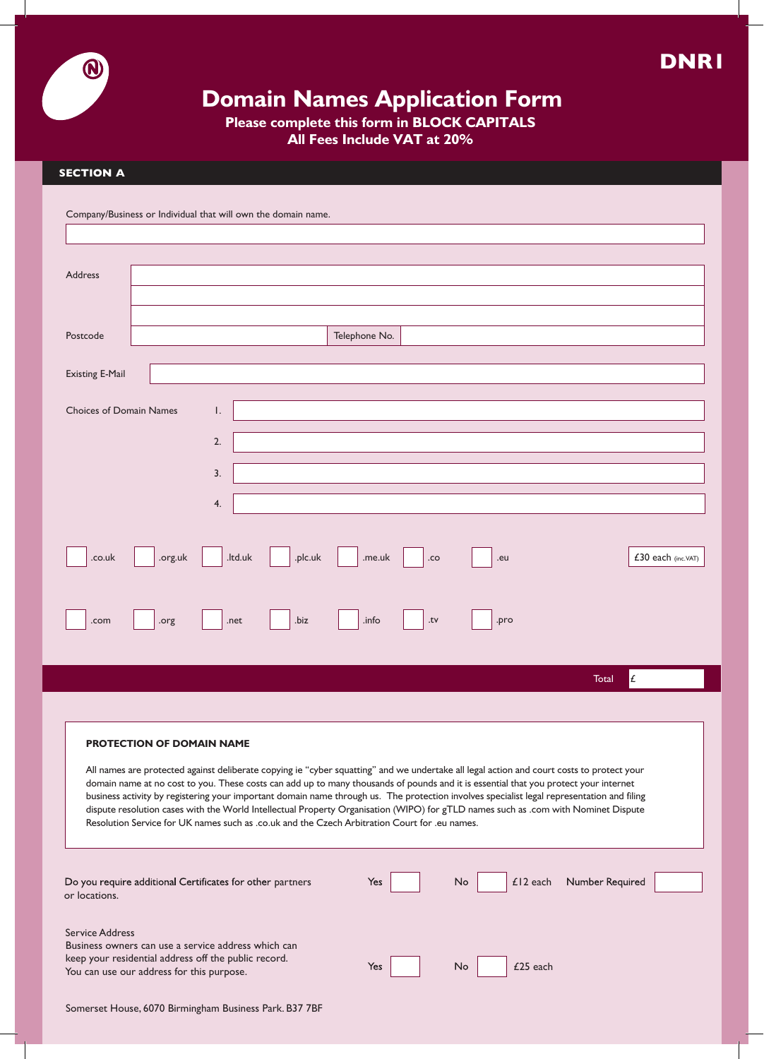DNR1

# Domain Names Application Form

**Please complete this form in BLOCK CAPITALS**
**All Fees Include VAT at 20%**

## SECTION A

Company/Business or Individual that will own the domain name.

Address

Postcode | Telephone No.

Existing E-Mail

Choices of Domain Names

1.

2.

3.

4.

☐ .co.uk ☐ .org.uk ☐ .ltd.uk ☐ .plc.uk ☐ .me.uk ☐ .co ☐ .eu — £30 each (inc.VAT)

☐ .com ☐ .org ☐ .net ☐ .biz ☐ .info ☐ .tv ☐ .pro

Total £

### PROTECTION OF DOMAIN NAME

All names are protected against deliberate copying ie "cyber squatting" and we undertake all legal action and court costs to protect your domain name at no cost to you. These costs can add up to many thousands of pounds and it is essential that you protect your internet business activity by registering your important domain name through us. The protection involves specialist legal representation and filing dispute resolution cases with the World Intellectual Property Organisation (WIPO) for gTLD names such as .com with Nominet Dispute Resolution Service for UK names such as .co.uk and the Czech Arbitration Court for .eu names.

Do you require additional Certificates for other partners or locations. — Yes ☐ No ☐ £12 each Number Required ☐

Service Address
Business owners can use a service address which can keep your residential address off the public record.
You can use our address for this purpose. — Yes ☐ No ☐ £25 each

Somerset House, 6070 Birmingham Business Park. B37 7BF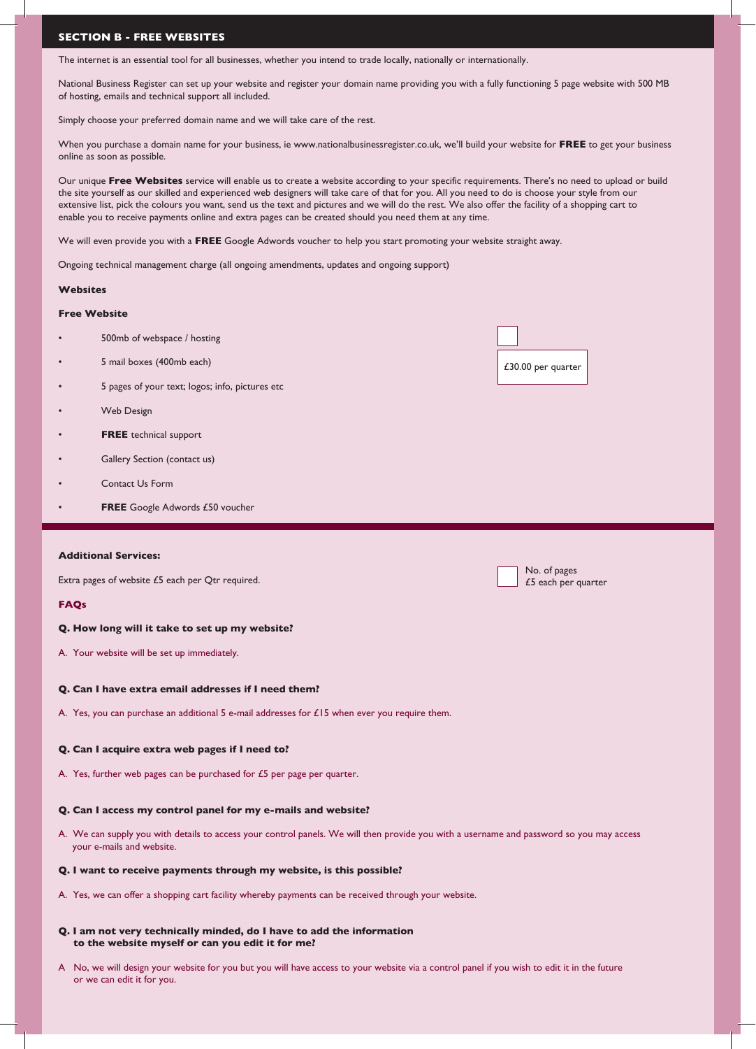## SECTION B - FREE WEBSITES

The internet is an essential tool for all businesses, whether you intend to trade locally, nationally or internationally.

National Business Register can set up your website and register your domain name providing you with a fully functioning 5 page website with 500 MB of hosting, emails and technical support all included.

Simply choose your preferred domain name and we will take care of the rest.

When you purchase a domain name for your business, ie www.nationalbusinessregister.co.uk, we'll build your website for **FREE** to get your business online as soon as possible.

Our unique **Free Websites** service will enable us to create a website according to your specific requirements. There's no need to upload or build the site yourself as our skilled and experienced web designers will take care of that for you. All you need to do is choose your style from our extensive list, pick the colours you want, send us the text and pictures and we will do the rest. We also offer the facility of a shopping cart to enable you to receive payments online and extra pages can be created should you need them at any time.

We will even provide you with a **FREE** Google Adwords voucher to help you start promoting your website straight away.

Ongoing technical management charge (all ongoing amendments, updates and ongoing support)

**Websites**

**Free Website**

- 500mb of webspace / hosting
- 5 mail boxes (400mb each)
- 5 pages of your text; logos; info, pictures etc
- Web Design
- **FREE** technical support
- Gallery Section (contact us)
- Contact Us Form
- **FREE** Google Adwords £50 voucher

☐ £30.00 per quarter

**Additional Services:**

Extra pages of website £5 each per Qtr required.

☐ No. of pages £5 each per quarter

**FAQs**

**Q. How long will it take to set up my website?**

A. Your website will be set up immediately.

**Q. Can I have extra email addresses if I need them?**

A. Yes, you can purchase an additional 5 e-mail addresses for £15 when ever you require them.

**Q. Can I acquire extra web pages if I need to?**

A. Yes, further web pages can be purchased for £5 per page per quarter.

**Q. Can I access my control panel for my e-mails and website?**

A. We can supply you with details to access your control panels. We will then provide you with a username and password so you may access your e-mails and website.

**Q. I want to receive payments through my website, is this possible?**

A. Yes, we can offer a shopping cart facility whereby payments can be received through your website.

**Q. I am not very technically minded, do I have to add the information to the website myself or can you edit it for me?**

A No, we will design your website for you but you will have access to your website via a control panel if you wish to edit it in the future or we can edit it for you.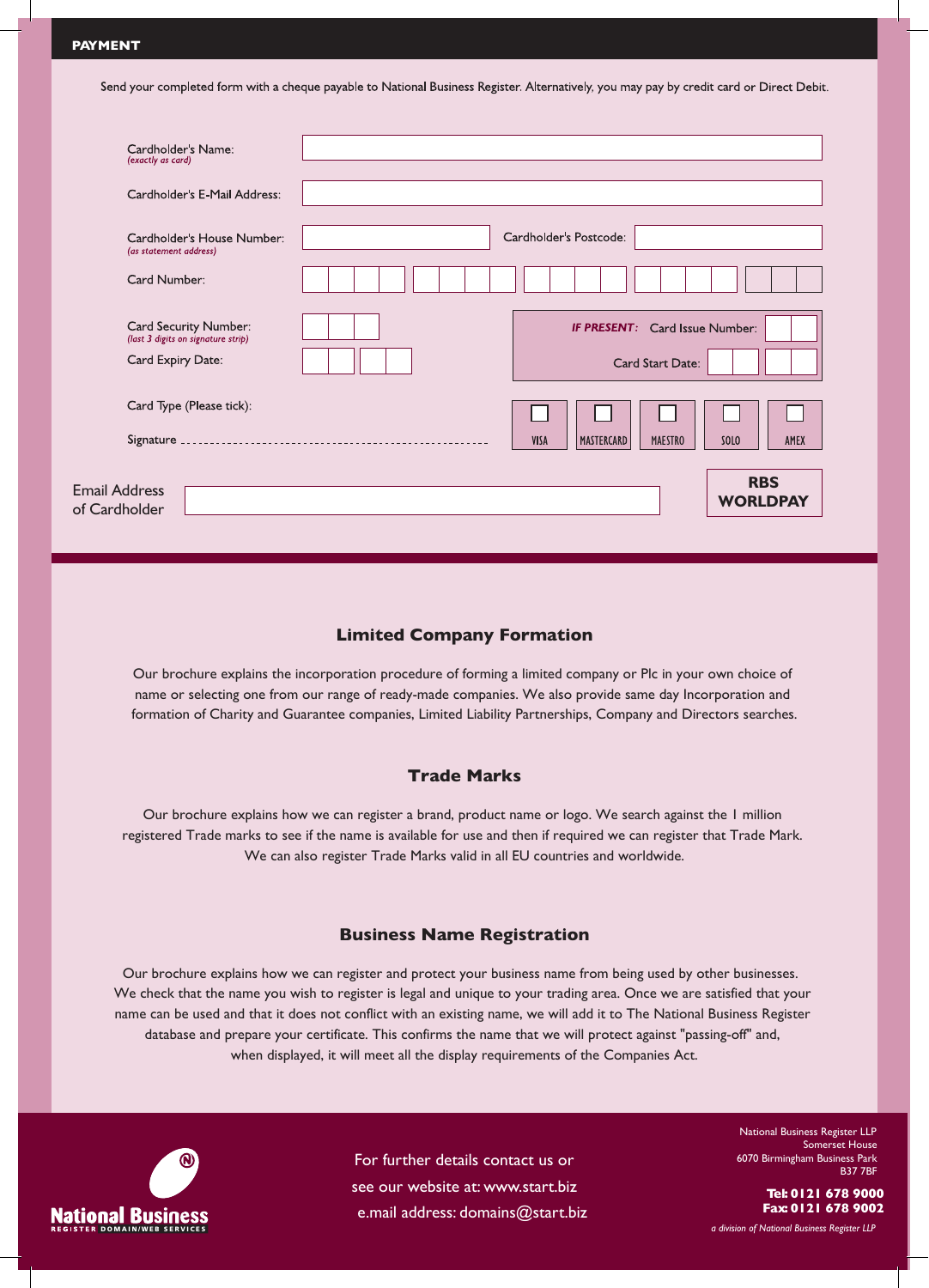## PAYMENT

Send your completed form with a cheque payable to National Business Register. Alternatively, you may pay by credit card or Direct Debit.

Cardholder's Name: *(exactly as card)*

Cardholder's E-Mail Address:

Cardholder's House Number: *(as statement address)* Cardholder's Postcode:

Card Number:

Card Security Number: *(last 3 digits on signature strip)*

Card Expiry Date:

***IF PRESENT:*** Card Issue Number:

Card Start Date:

Card Type (Please tick):

- ☐ VISA
- ☐ MASTERCARD
- ☐ MAESTRO
- ☐ SOLO
- ☐ AMEX

Signature ..................................................

Email Address of Cardholder

**RBS WORLDPAY**

### Limited Company Formation

Our brochure explains the incorporation procedure of forming a limited company or Plc in your own choice of name or selecting one from our range of ready-made companies. We also provide same day Incorporation and formation of Charity and Guarantee companies, Limited Liability Partnerships, Company and Directors searches.

### Trade Marks

Our brochure explains how we can register a brand, product name or logo. We search against the 1 million registered Trade marks to see if the name is available for use and then if required we can register that Trade Mark. We can also register Trade Marks valid in all EU countries and worldwide.

### Business Name Registration

Our brochure explains how we can register and protect your business name from being used by other businesses. We check that the name you wish to register is legal and unique to your trading area. Once we are satisfied that your name can be used and that it does not conflict with an existing name, we will add it to The National Business Register database and prepare your certificate. This confirms the name that we will protect against "passing-off" and, when displayed, it will meet all the display requirements of the Companies Act.

**National Business** REGISTER DOMAIN/WEB SERVICES

For further details contact us or see our website at: www.start.biz
e.mail address: domains@start.biz

National Business Register LLP
Somerset House
6070 Birmingham Business Park
B37 7BF

**Tel: 0121 678 9000**
**Fax: 0121 678 9002**

*a division of National Business Register LLP*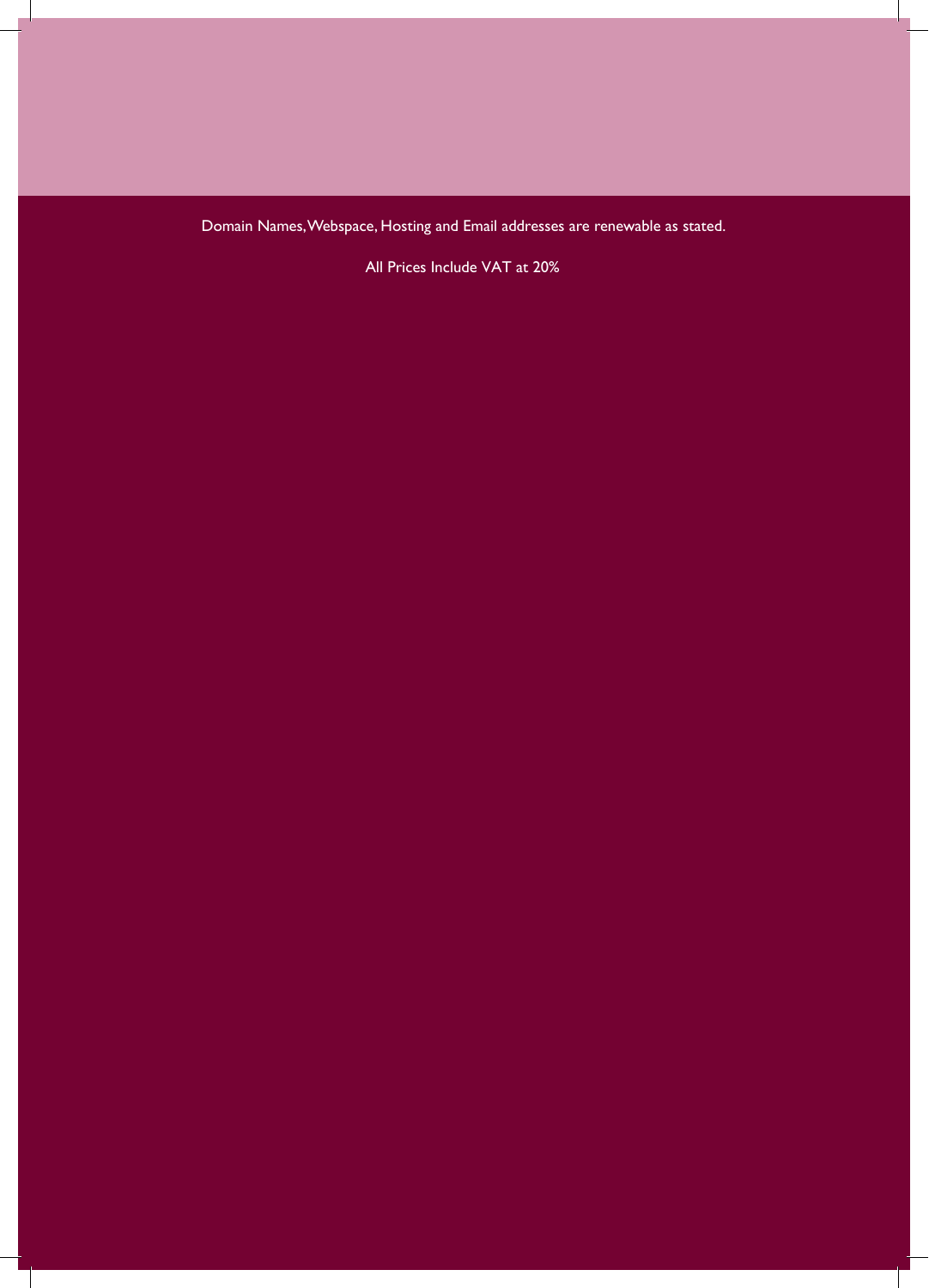Domain Names, Webspace, Hosting and Email addresses are renewable as stated.

All Prices Include VAT at 20%